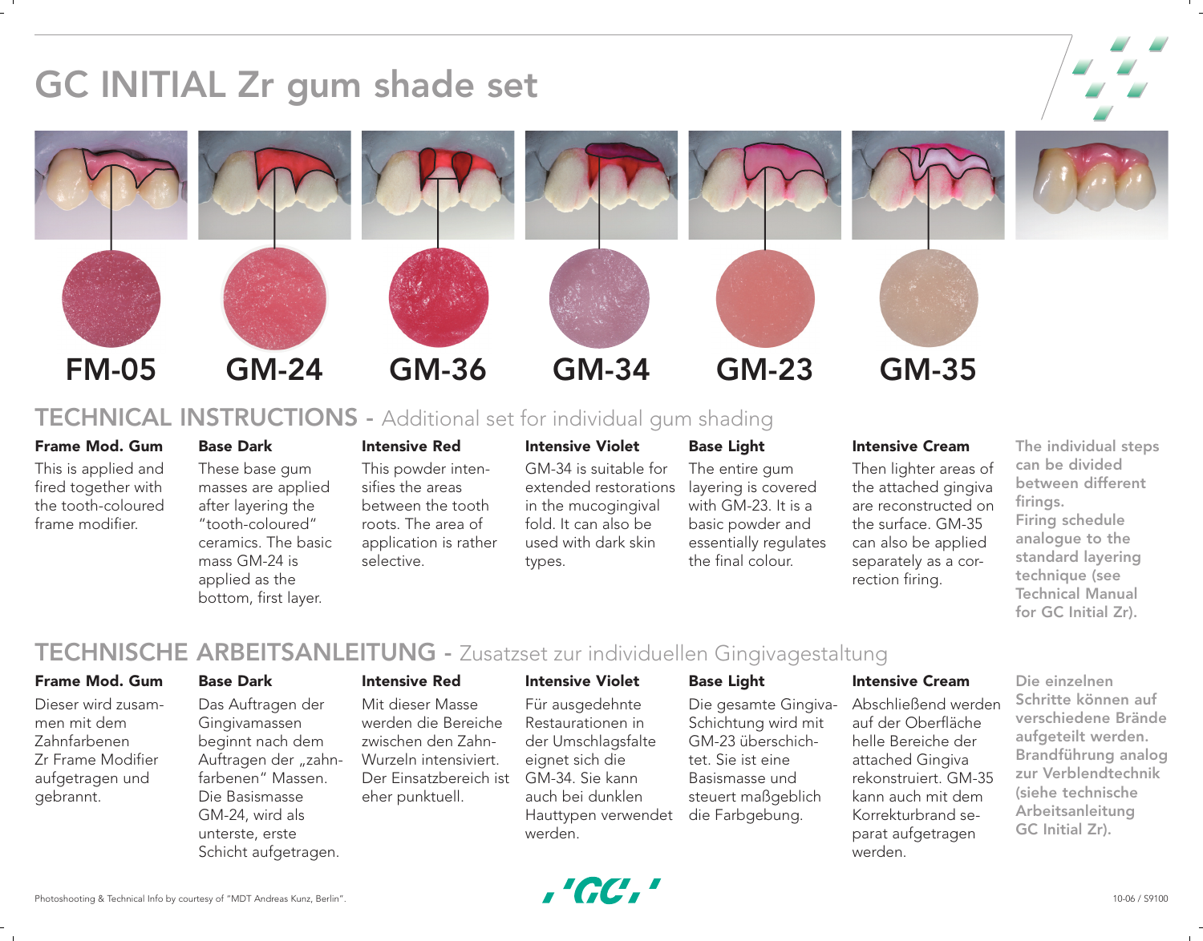# GC INITIAL Zr gum shade set

FM-05 GM-24 GM-36 GM-34 GM-23 GM-35

## TECHNICAL INSTRUCTIONS - Additional set for individual gum shading

**Frame Mod. Gum**

This is applied and fired together with the tooth-coloured frame modifier.

**Base Dark**

These base gum masses are applied after layering the "tooth-coloured" ceramics. The basic mass GM-24 is applied as the bottom, first layer.

**Intensive Red**

This powder intensifies the areas between the tooth roots. The area of application is rather selective.

**Intensive Violet**

GM-34 is suitable for extended restorations in the mucogingival fold. It can also be used with dark skin types.

**Base Light**

The entire gum layering is covered with GM-23. It is a basic powder and essentially regulates the final colour.

**Intensive Cream**

Then lighter areas of the attached gingiva are reconstructed on the surface. GM-35 can also be applied separately as a correction firing.

**The individual steps can be divided between different firings.**
**Firing schedule analogue to the standard layering technique (see Technical Manual for GC Initial Zr).**

## TECHNISCHE ARBEITSANLEITUNG - Zusatzset zur individuellen Gingivagestaltung

**Frame Mod. Gum**

Dieser wird zusammen mit dem Zahnfarbenen Zr Frame Modifier aufgetragen und gebrannt.

**Base Dark**

Das Auftragen der Gingivamassen beginnt nach dem Auftragen der „zahnfarbenen" Massen. Die Basismasse GM-24, wird als unterste, erste Schicht aufgetragen.

**Intensive Red**

Mit dieser Masse werden die Bereiche zwischen den Zahn-Wurzeln intensiviert. Der Einsatzbereich ist eher punktuell.

**Intensive Violet**

Für ausgedehnte Restaurationen in der Umschlagsfalte eignet sich die GM-34. Sie kann auch bei dunklen Hauttypen verwendet werden.

**Base Light**

Die gesamte Gingiva-Schichtung wird mit GM-23 überschichtet. Sie ist eine Basismasse und steuert maßgeblich die Farbgebung.

**Intensive Cream**

Abschließend werden auf der Oberfläche helle Bereiche der attached Gingiva rekonstruiert. GM-35 kann auch mit dem Korrekturbrand separat aufgetragen werden.

**Die einzelnen Schritte können auf verschiedene Brände aufgeteilt werden. Brandführung analog zur Verblendtechnik (siehe technische Arbeitsanleitung GC Initial Zr).**

Photoshooting & Technical Info by courtesy of "MDT Andreas Kunz, Berlin".

GC

10-06 / S9100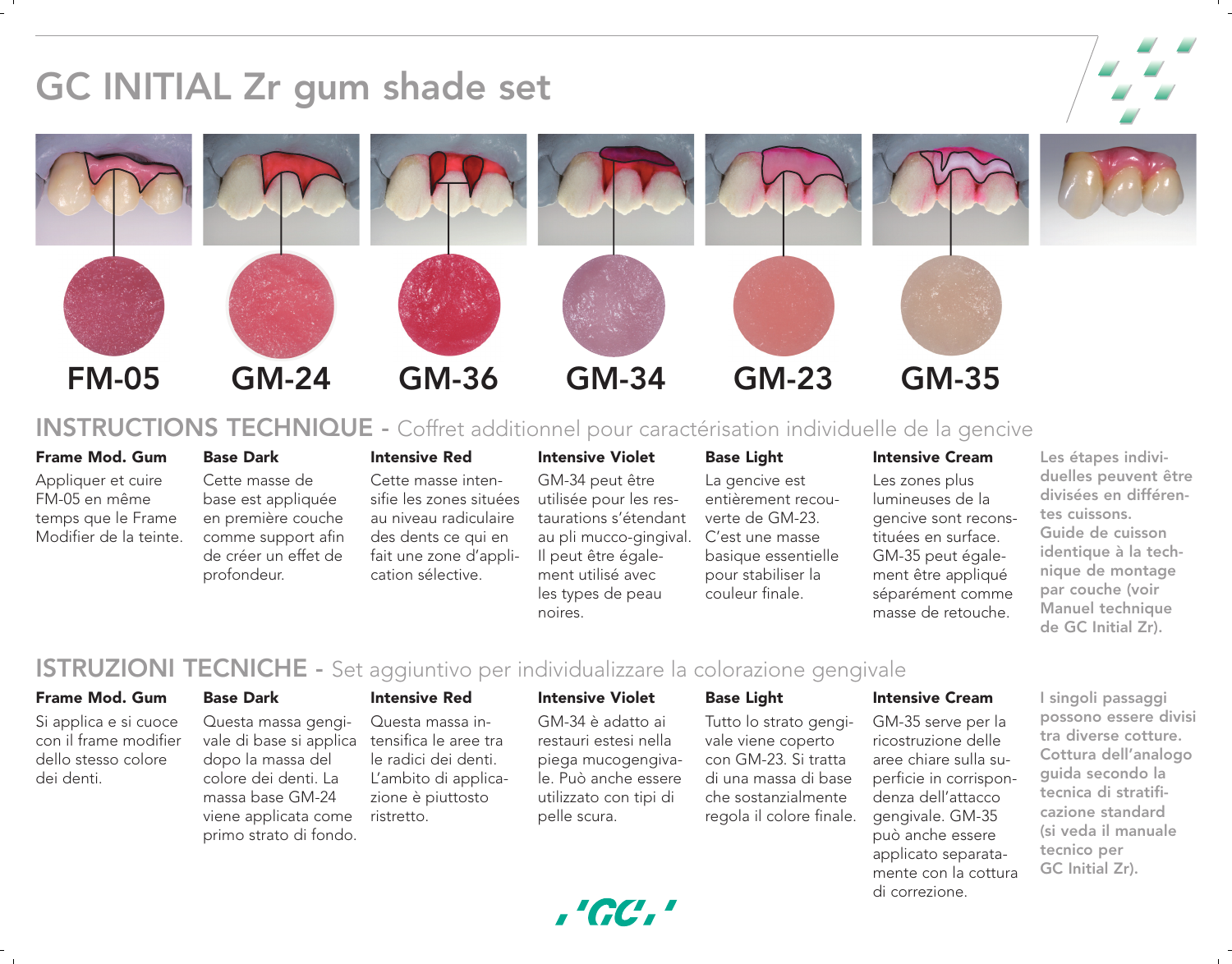# GC INITIAL Zr gum shade set

FM-05 GM-24 GM-36 GM-34 GM-23 GM-35

## INSTRUCTIONS TECHNIQUE - Coffret additionnel pour caractérisation individuelle de la gencive

**Frame Mod. Gum**

Appliquer et cuire FM-05 en même temps que le Frame Modifier de la teinte.

**Base Dark**

Cette masse de base est appliquée en première couche comme support afin de créer un effet de profondeur.

**Intensive Red**

Cette masse intensifie les zones situées au niveau radiculaire des dents ce qui en fait une zone d'application sélective.

**Intensive Violet**

GM-34 peut être utilisée pour les restaurations s'étendant au pli mucco-gingival. Il peut être également utilisé avec les types de peau noires.

**Base Light**

La gencive est entièrement recouverte de GM-23. C'est une masse basique essentielle pour stabiliser la couleur finale.

**Intensive Cream**

Les zones plus lumineuses de la gencive sont reconstituées en surface. GM-35 peut également être appliqué séparément comme masse de retouche.

**Les étapes individuelles peuvent être divisées en différentes cuissons. Guide de cuisson identique à la technique de montage par couche (voir Manuel technique de GC Initial Zr).**

## ISTRUZIONI TECNICHE - Set aggiuntivo per individualizzare la colorazione gengivale

**Frame Mod. Gum**

Si applica e si cuoce con il frame modifier dello stesso colore dei denti.

**Base Dark**

Questa massa gengivale di base si applica dopo la massa del colore dei denti. La massa base GM-24 viene applicata come primo strato di fondo.

**Intensive Red**

Questa massa intensifica le aree tra le radici dei denti. L'ambito di applicazione è piuttosto ristretto.

**Intensive Violet**

GM-34 è adatto ai restauri estesi nella piega mucogengivale. Può anche essere utilizzato con tipi di pelle scura.

**Base Light**

Tutto lo strato gengivale viene coperto con GM-23. Si tratta di una massa di base che sostanzialmente regola il colore finale.

**Intensive Cream**

GM-35 serve per la ricostruzione delle aree chiare sulla superficie in corrispondenza dell'attacco gengivale. GM-35 può anche essere applicato separatamente con la cottura di correzione.

**I singoli passaggi possono essere divisi tra diverse cotture. Cottura dell'analogo guida secondo la tecnica di stratificazione standard (si veda il manuale tecnico per GC Initial Zr).**

,'GC,'